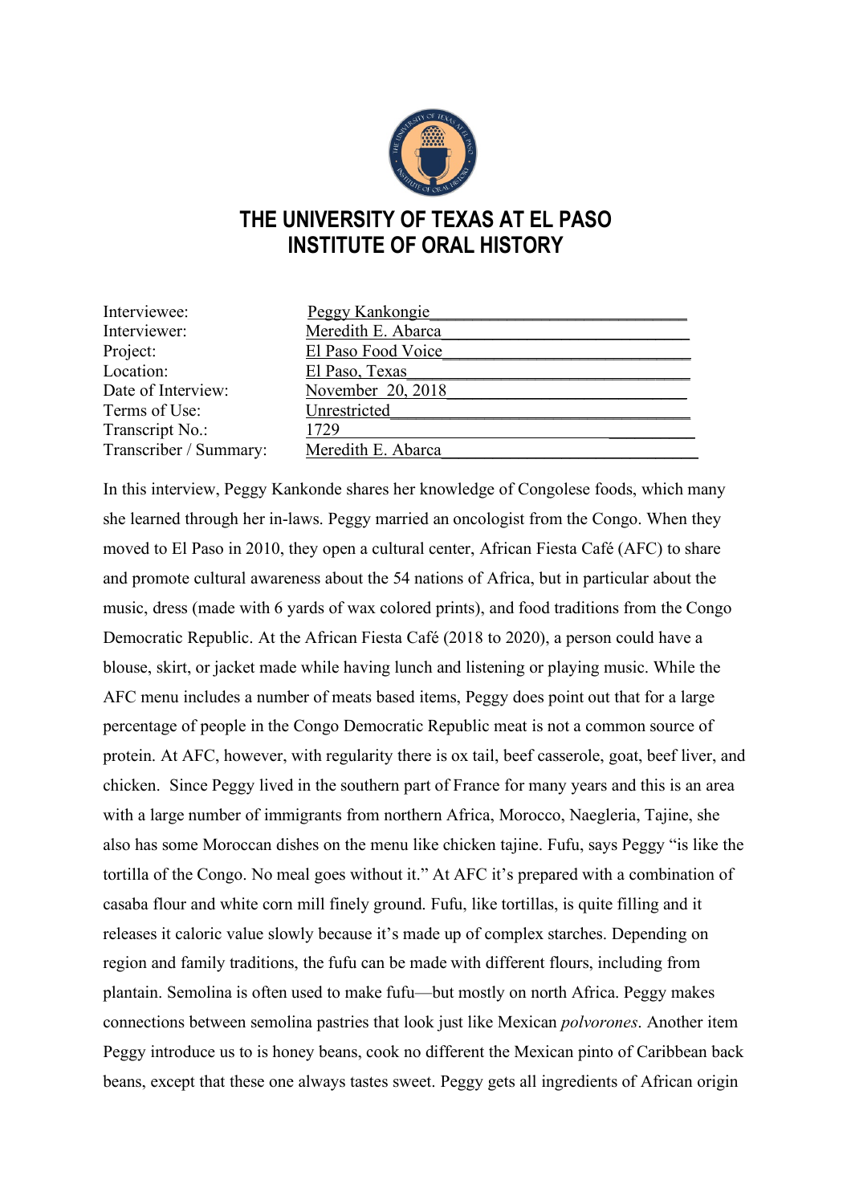# THE UNIVERSITY OF TEXAS AT EL PASO
# INSTITUTE OF ORAL HISTORY

| | |
|---|---|
| Interviewee: | Peggy Kankongie |
| Interviewer: | Meredith E. Abarca |
| Project: | El Paso Food Voice |
| Location: | El Paso, Texas |
| Date of Interview: | November 20, 2018 |
| Terms of Use: | Unrestricted |
| Transcript No.: | 1729 |
| Transcriber / Summary: | Meredith E. Abarca |

In this interview, Peggy Kankonde shares her knowledge of Congolese foods, which many she learned through her in-laws. Peggy married an oncologist from the Congo. When they moved to El Paso in 2010, they open a cultural center, African Fiesta Café (AFC) to share and promote cultural awareness about the 54 nations of Africa, but in particular about the music, dress (made with 6 yards of wax colored prints), and food traditions from the Congo Democratic Republic. At the African Fiesta Café (2018 to 2020), a person could have a blouse, skirt, or jacket made while having lunch and listening or playing music. While the AFC menu includes a number of meats based items, Peggy does point out that for a large percentage of people in the Congo Democratic Republic meat is not a common source of protein. At AFC, however, with regularity there is ox tail, beef casserole, goat, beef liver, and chicken. Since Peggy lived in the southern part of France for many years and this is an area with a large number of immigrants from northern Africa, Morocco, Naegleria, Tajine, she also has some Moroccan dishes on the menu like chicken tajine. Fufu, says Peggy "is like the tortilla of the Congo. No meal goes without it." At AFC it's prepared with a combination of casaba flour and white corn mill finely ground. Fufu, like tortillas, is quite filling and it releases it caloric value slowly because it's made up of complex starches. Depending on region and family traditions, the fufu can be made with different flours, including from plantain. Semolina is often used to make fufu—but mostly on north Africa. Peggy makes connections between semolina pastries that look just like Mexican *polvorones*. Another item Peggy introduce us to is honey beans, cook no different the Mexican pinto of Caribbean back beans, except that these one always tastes sweet. Peggy gets all ingredients of African origin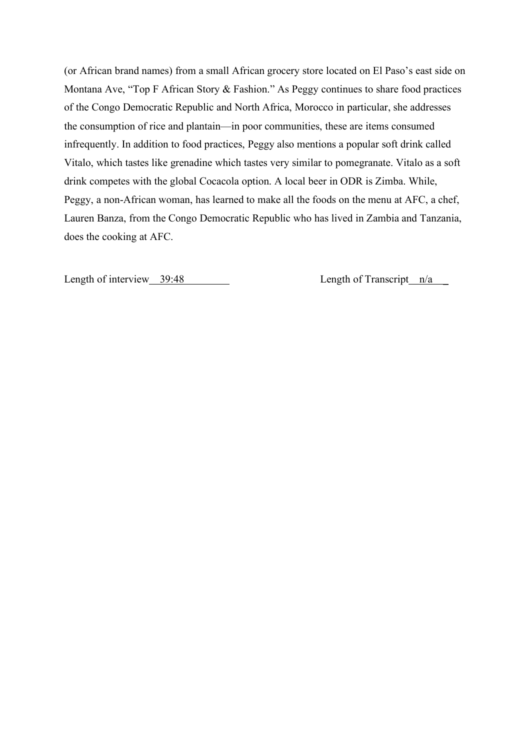(or African brand names) from a small African grocery store located on El Paso's east side on Montana Ave, "Top F African Story & Fashion." As Peggy continues to share food practices of the Congo Democratic Republic and North Africa, Morocco in particular, she addresses the consumption of rice and plantain—in poor communities, these are items consumed infrequently. In addition to food practices, Peggy also mentions a popular soft drink called Vitalo, which tastes like grenadine which tastes very similar to pomegranate. Vitalo as a soft drink competes with the global Cocacola option. A local beer in ODR is Zimba. While, Peggy, a non-African woman, has learned to make all the foods on the menu at AFC, a chef, Lauren Banza, from the Congo Democratic Republic who has lived in Zambia and Tanzania, does the cooking at AFC.

Length of interview 39:48 Length of Transcript n/a